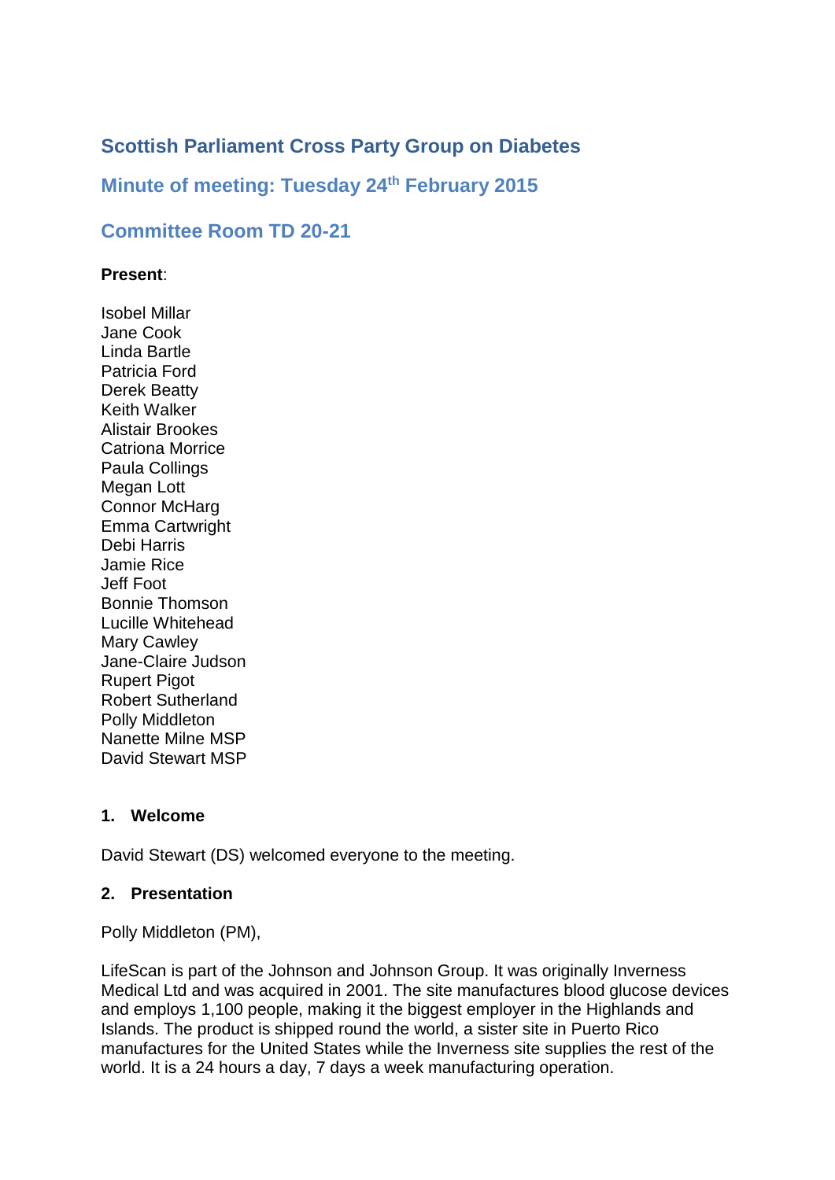# Scottish Parliament Cross Party Group on Diabetes

## Minute of meeting: Tuesday 24th February 2015

## Committee Room TD 20-21

**Present**:

Isobel Millar
Jane Cook
Linda Bartle
Patricia Ford
Derek Beatty
Keith Walker
Alistair Brookes
Catriona Morrice
Paula Collings
Megan Lott
Connor McHarg
Emma Cartwright
Debi Harris
Jamie Rice
Jeff Foot
Bonnie Thomson
Lucille Whitehead
Mary Cawley
Jane-Claire Judson
Rupert Pigot
Robert Sutherland
Polly Middleton
Nanette Milne MSP
David Stewart MSP

### 1. Welcome

David Stewart (DS) welcomed everyone to the meeting.

### 2. Presentation

Polly Middleton (PM),

LifeScan is part of the Johnson and Johnson Group. It was originally Inverness Medical Ltd and was acquired in 2001. The site manufactures blood glucose devices and employs 1,100 people, making it the biggest employer in the Highlands and Islands. The product is shipped round the world, a sister site in Puerto Rico manufactures for the United States while the Inverness site supplies the rest of the world. It is a 24 hours a day, 7 days a week manufacturing operation.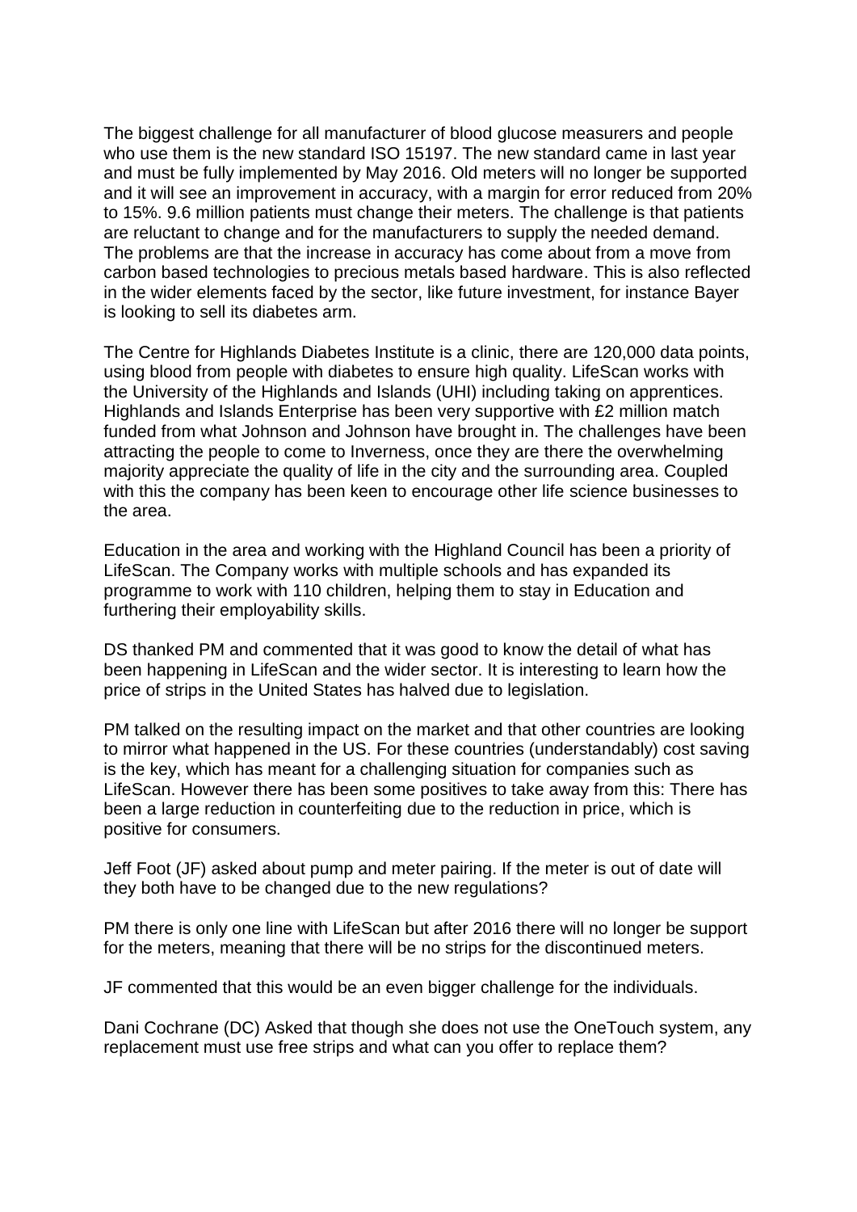The biggest challenge for all manufacturer of blood glucose measurers and people who use them is the new standard ISO 15197. The new standard came in last year and must be fully implemented by May 2016. Old meters will no longer be supported and it will see an improvement in accuracy, with a margin for error reduced from 20% to 15%. 9.6 million patients must change their meters. The challenge is that patients are reluctant to change and for the manufacturers to supply the needed demand. The problems are that the increase in accuracy has come about from a move from carbon based technologies to precious metals based hardware. This is also reflected in the wider elements faced by the sector, like future investment, for instance Bayer is looking to sell its diabetes arm.

The Centre for Highlands Diabetes Institute is a clinic, there are 120,000 data points, using blood from people with diabetes to ensure high quality. LifeScan works with the University of the Highlands and Islands (UHI) including taking on apprentices. Highlands and Islands Enterprise has been very supportive with £2 million match funded from what Johnson and Johnson have brought in. The challenges have been attracting the people to come to Inverness, once they are there the overwhelming majority appreciate the quality of life in the city and the surrounding area. Coupled with this the company has been keen to encourage other life science businesses to the area.

Education in the area and working with the Highland Council has been a priority of LifeScan. The Company works with multiple schools and has expanded its programme to work with 110 children, helping them to stay in Education and furthering their employability skills.

DS thanked PM and commented that it was good to know the detail of what has been happening in LifeScan and the wider sector. It is interesting to learn how the price of strips in the United States has halved due to legislation.

PM talked on the resulting impact on the market and that other countries are looking to mirror what happened in the US. For these countries (understandably) cost saving is the key, which has meant for a challenging situation for companies such as LifeScan. However there has been some positives to take away from this: There has been a large reduction in counterfeiting due to the reduction in price, which is positive for consumers.

Jeff Foot (JF) asked about pump and meter pairing. If the meter is out of date will they both have to be changed due to the new regulations?

PM there is only one line with LifeScan but after 2016 there will no longer be support for the meters, meaning that there will be no strips for the discontinued meters.

JF commented that this would be an even bigger challenge for the individuals.

Dani Cochrane (DC) Asked that though she does not use the OneTouch system, any replacement must use free strips and what can you offer to replace them?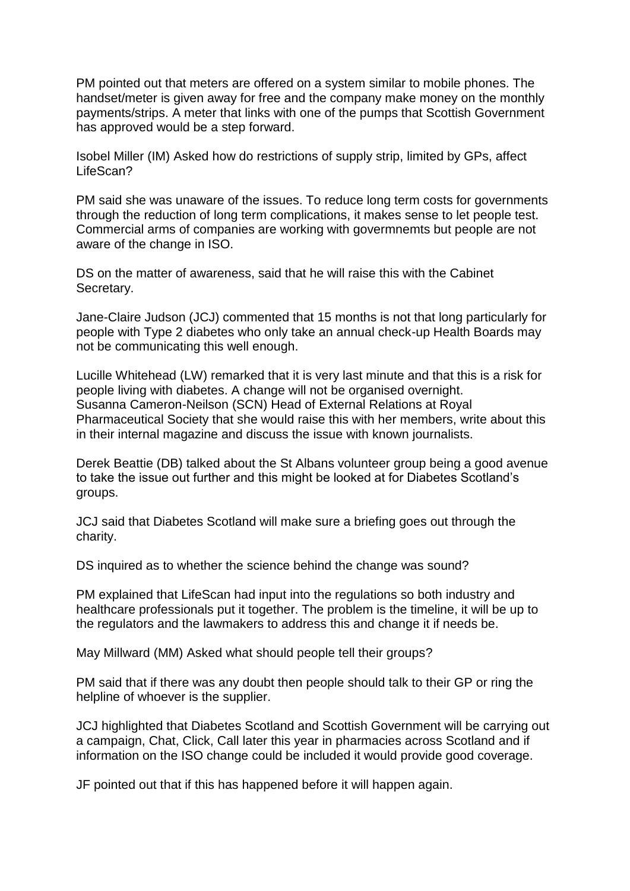PM pointed out that meters are offered on a system similar to mobile phones. The handset/meter is given away for free and the company make money on the monthly payments/strips. A meter that links with one of the pumps that Scottish Government has approved would be a step forward.

Isobel Miller (IM) Asked how do restrictions of supply strip, limited by GPs, affect LifeScan?

PM said she was unaware of the issues. To reduce long term costs for governments through the reduction of long term complications, it makes sense to let people test. Commercial arms of companies are working with govermnemts but people are not aware of the change in ISO.

DS on the matter of awareness, said that he will raise this with the Cabinet Secretary.

Jane-Claire Judson (JCJ) commented that 15 months is not that long particularly for people with Type 2 diabetes who only take an annual check-up Health Boards may not be communicating this well enough.

Lucille Whitehead (LW) remarked that it is very last minute and that this is a risk for people living with diabetes. A change will not be organised overnight.
Susanna Cameron-Neilson (SCN) Head of External Relations at Royal Pharmaceutical Society that she would raise this with her members, write about this in their internal magazine and discuss the issue with known journalists.

Derek Beattie (DB) talked about the St Albans volunteer group being a good avenue to take the issue out further and this might be looked at for Diabetes Scotland's groups.

JCJ said that Diabetes Scotland will make sure a briefing goes out through the charity.

DS inquired as to whether the science behind the change was sound?

PM explained that LifeScan had input into the regulations so both industry and healthcare professionals put it together. The problem is the timeline, it will be up to the regulators and the lawmakers to address this and change it if needs be.

May Millward (MM) Asked what should people tell their groups?

PM said that if there was any doubt then people should talk to their GP or ring the helpline of whoever is the supplier.

JCJ highlighted that Diabetes Scotland and Scottish Government will be carrying out a campaign, Chat, Click, Call later this year in pharmacies across Scotland and if information on the ISO change could be included it would provide good coverage.

JF pointed out that if this has happened before it will happen again.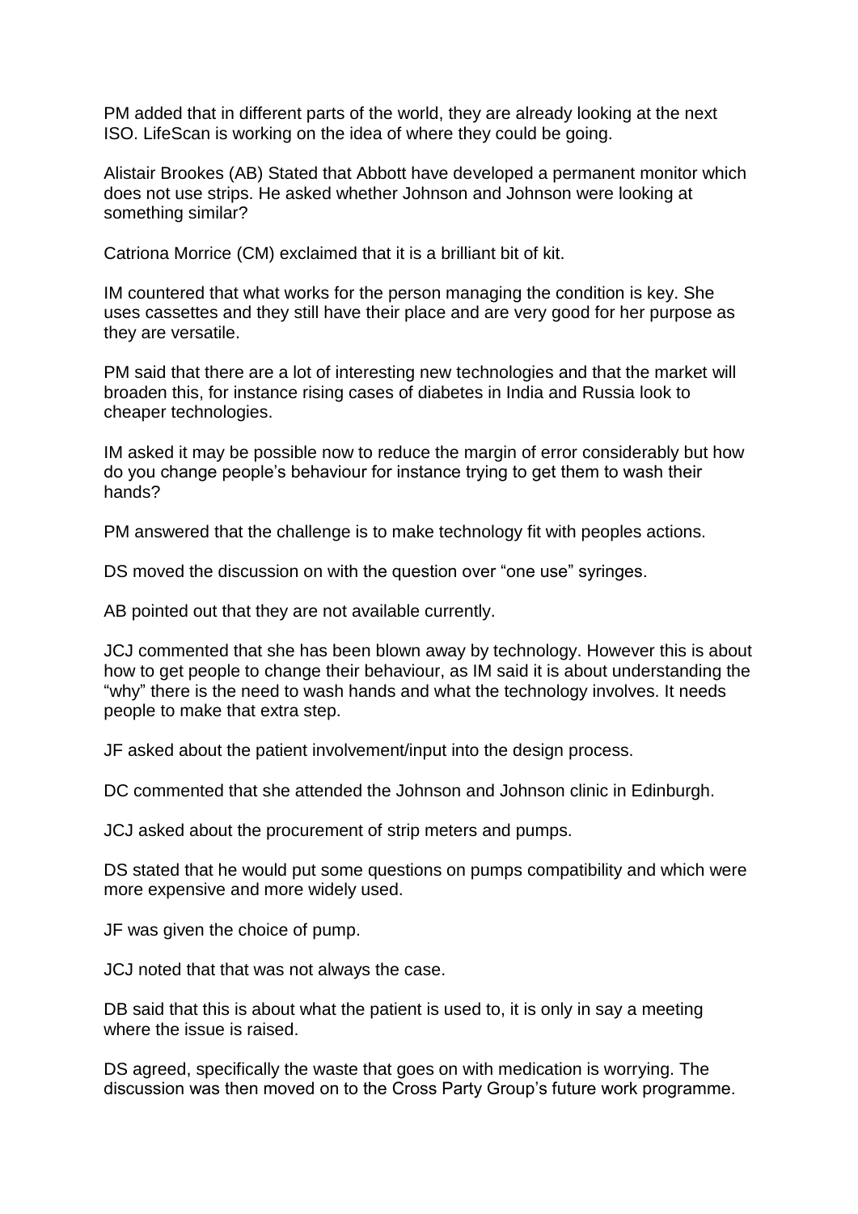PM added that in different parts of the world, they are already looking at the next ISO. LifeScan is working on the idea of where they could be going.

Alistair Brookes (AB) Stated that Abbott have developed a permanent monitor which does not use strips. He asked whether Johnson and Johnson were looking at something similar?

Catriona Morrice (CM) exclaimed that it is a brilliant bit of kit.

IM countered that what works for the person managing the condition is key. She uses cassettes and they still have their place and are very good for her purpose as they are versatile.

PM said that there are a lot of interesting new technologies and that the market will broaden this, for instance rising cases of diabetes in India and Russia look to cheaper technologies.

IM asked it may be possible now to reduce the margin of error considerably but how do you change people's behaviour for instance trying to get them to wash their hands?

PM answered that the challenge is to make technology fit with peoples actions.

DS moved the discussion on with the question over "one use" syringes.

AB pointed out that they are not available currently.

JCJ commented that she has been blown away by technology. However this is about how to get people to change their behaviour, as IM said it is about understanding the "why" there is the need to wash hands and what the technology involves. It needs people to make that extra step.

JF asked about the patient involvement/input into the design process.

DC commented that she attended the Johnson and Johnson clinic in Edinburgh.

JCJ asked about the procurement of strip meters and pumps.

DS stated that he would put some questions on pumps compatibility and which were more expensive and more widely used.

JF was given the choice of pump.

JCJ noted that that was not always the case.

DB said that this is about what the patient is used to, it is only in say a meeting where the issue is raised.

DS agreed, specifically the waste that goes on with medication is worrying. The discussion was then moved on to the Cross Party Group's future work programme.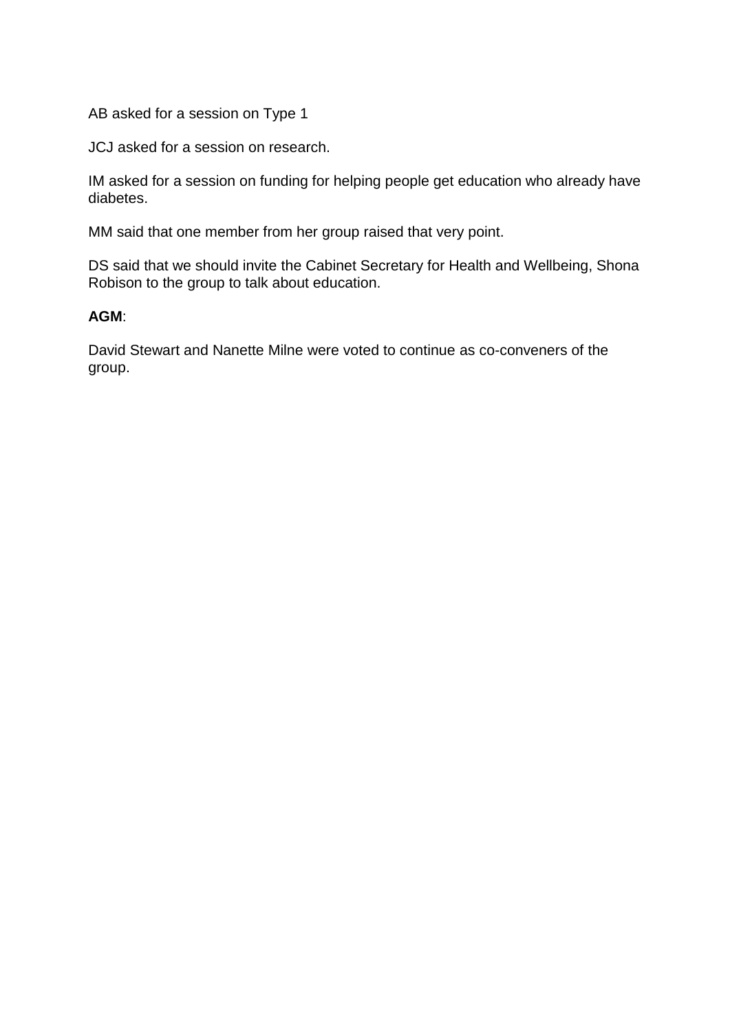AB asked for a session on Type 1

JCJ asked for a session on research.

IM asked for a session on funding for helping people get education who already have diabetes.

MM said that one member from her group raised that very point.

DS said that we should invite the Cabinet Secretary for Health and Wellbeing, Shona Robison to the group to talk about education.

**AGM**:

David Stewart and Nanette Milne were voted to continue as co-conveners of the group.